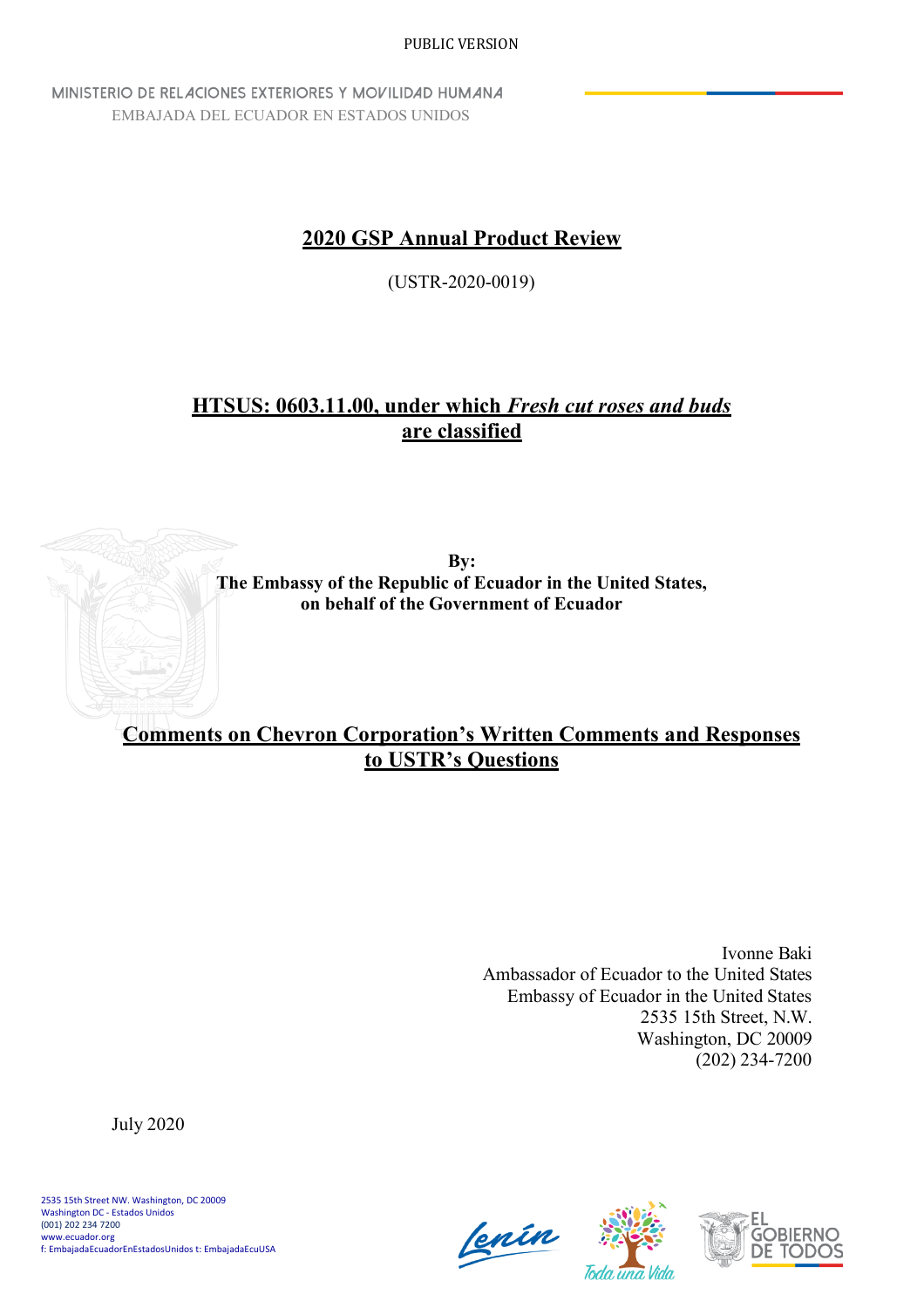PUBLIC VERSION

MINISTERIO DE RELACIONES EXTERIORES Y MOVILIDAD HUMANA
EMBAJADA DEL ECUADOR EN ESTADOS UNIDOS

# 2020 GSP Annual Product Review

(USTR-2020-0019)

## HTSUS: 0603.11.00, under which *Fresh cut roses and buds* are classified

**By:**
**The Embassy of the Republic of Ecuador in the United States, on behalf of the Government of Ecuador**

## Comments on Chevron Corporation's Written Comments and Responses to USTR's Questions

Ivonne Baki
Ambassador of Ecuador to the United States
Embassy of Ecuador in the United States
2535 15th Street, N.W.
Washington, DC 20009
(202) 234-7200

July 2020

2535 15th Street NW. Washington, DC 20009
Washington DC - Estados Unidos
(001) 202 234 7200
www.ecuador.org
f: EmbajadaEcuadorEnEstadosUnidos t: EmbajadaEcuUSA

Lenín — Toda una Vida — EL GOBIERNO DE TODOS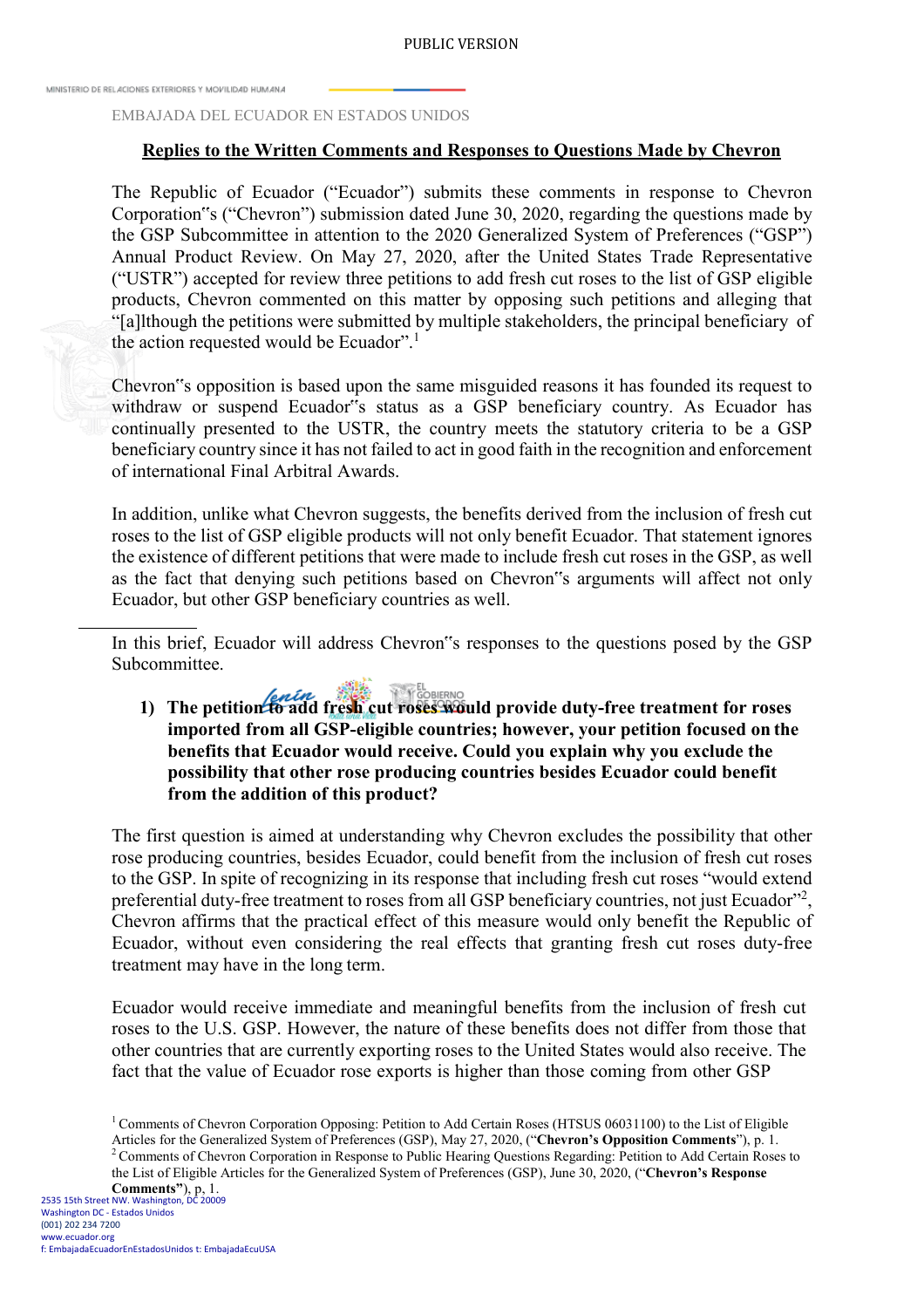EMBAJADA DEL ECUADOR EN ESTADOS UNIDOS

**Replies to the Written Comments and Responses to Questions Made by Chevron**

The Republic of Ecuador ("Ecuador") submits these comments in response to Chevron Corporation‟s ("Chevron") submission dated June 30, 2020, regarding the questions made by the GSP Subcommittee in attention to the 2020 Generalized System of Preferences ("GSP") Annual Product Review. On May 27, 2020, after the United States Trade Representative ("USTR") accepted for review three petitions to add fresh cut roses to the list of GSP eligible products, Chevron commented on this matter by opposing such petitions and alleging that "[a]lthough the petitions were submitted by multiple stakeholders, the principal beneficiary of the action requested would be Ecuador".[1]

Chevron‟s opposition is based upon the same misguided reasons it has founded its request to withdraw or suspend Ecuador‟s status as a GSP beneficiary country. As Ecuador has continually presented to the USTR, the country meets the statutory criteria to be a GSP beneficiary country since it has not failed to act in good faith in the recognition and enforcement of international Final Arbitral Awards.

In addition, unlike what Chevron suggests, the benefits derived from the inclusion of fresh cut roses to the list of GSP eligible products will not only benefit Ecuador. That statement ignores the existence of different petitions that were made to include fresh cut roses in the GSP, as well as the fact that denying such petitions based on Chevron‟s arguments will affect not only Ecuador, but other GSP beneficiary countries as well.

In this brief, Ecuador will address Chevron‟s responses to the questions posed by the GSP Subcommittee.

1) **The petition to add fresh cut roses would provide duty-free treatment for roses imported from all GSP-eligible countries; however, your petition focused on the benefits that Ecuador would receive. Could you explain why you exclude the possibility that other rose producing countries besides Ecuador could benefit from the addition of this product?**

The first question is aimed at understanding why Chevron excludes the possibility that other rose producing countries, besides Ecuador, could benefit from the inclusion of fresh cut roses to the GSP. In spite of recognizing in its response that including fresh cut roses "would extend preferential duty-free treatment to roses from all GSP beneficiary countries, not just Ecuador"[2], Chevron affirms that the practical effect of this measure would only benefit the Republic of Ecuador, without even considering the real effects that granting fresh cut roses duty-free treatment may have in the long term.

Ecuador would receive immediate and meaningful benefits from the inclusion of fresh cut roses to the U.S. GSP. However, the nature of these benefits does not differ from those that other countries that are currently exporting roses to the United States would also receive. The fact that the value of Ecuador rose exports is higher than those coming from other GSP

[1] Comments of Chevron Corporation Opposing: Petition to Add Certain Roses (HTSUS 06031100) to the List of Eligible Articles for the Generalized System of Preferences (GSP), May 27, 2020, ("**Chevron's Opposition Comments**"), p. 1.

[2] Comments of Chevron Corporation in Response to Public Hearing Questions Regarding: Petition to Add Certain Roses to the List of Eligible Articles for the Generalized System of Preferences (GSP), June 30, 2020, ("**Chevron's Response Comments"**), p, 1.

2535 15th Street NW. Washington, DC 20009
Washington DC - Estados Unidos
(001) 202 234 7200
www.ecuador.org
f: EmbajadaEcuadorEnEstadosUnidos t: EmbajadaEcuUSA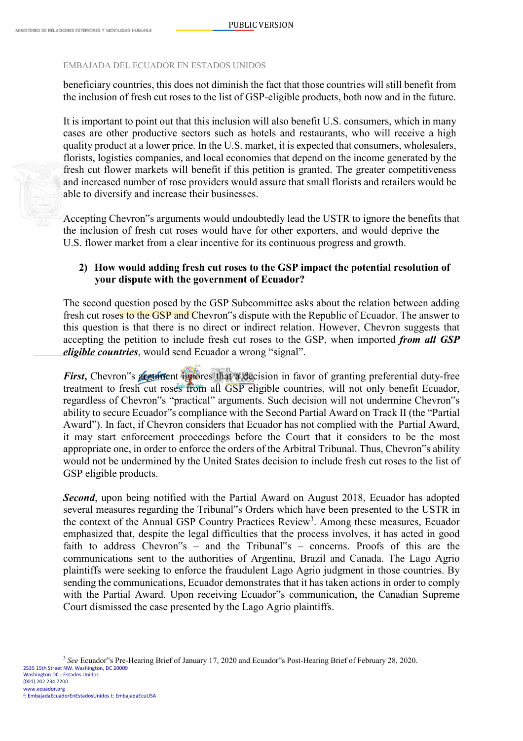beneficiary countries, this does not diminish the fact that those countries will still benefit from the inclusion of fresh cut roses to the list of GSP-eligible products, both now and in the future.

It is important to point out that this inclusion will also benefit U.S. consumers, which in many cases are other productive sectors such as hotels and restaurants, who will receive a high quality product at a lower price. In the U.S. market, it is expected that consumers, wholesalers, florists, logistics companies, and local economies that depend on the income generated by the fresh cut flower markets will benefit if this petition is granted. The greater competitiveness and increased number of rose providers would assure that small florists and retailers would be able to diversify and increase their businesses.

Accepting Chevron"s arguments would undoubtedly lead the USTR to ignore the benefits that the inclusion of fresh cut roses would have for other exporters, and would deprive the U.S. flower market from a clear incentive for its continuous progress and growth.

**2) How would adding fresh cut roses to the GSP impact the potential resolution of your dispute with the government of Ecuador?**

The second question posed by the GSP Subcommittee asks about the relation between adding fresh cut roses to the GSP and Chevron"s dispute with the Republic of Ecuador. The answer to this question is that there is no direct or indirect relation. However, Chevron suggests that accepting the petition to include fresh cut roses to the GSP, when imported ***from all GSP eligible countries***, would send Ecuador a wrong "signal".

***First***, Chevron"s argument ignores that a decision in favor of granting preferential duty-free treatment to fresh cut roses from all GSP eligible countries, will not only benefit Ecuador, regardless of Chevron"s "practical" arguments. Such decision will not undermine Chevron"s ability to secure Ecuador"s compliance with the Second Partial Award on Track II (the "Partial Award"). In fact, if Chevron considers that Ecuador has not complied with the Partial Award, it may start enforcement proceedings before the Court that it considers to be the most appropriate one, in order to enforce the orders of the Arbitral Tribunal. Thus, Chevron"s ability would not be undermined by the United States decision to include fresh cut roses to the list of GSP eligible products.

***Second***, upon being notified with the Partial Award on August 2018, Ecuador has adopted several measures regarding the Tribunal"s Orders which have been presented to the USTR in the context of the Annual GSP Country Practices Review[3]. Among these measures, Ecuador emphasized that, despite the legal difficulties that the process involves, it has acted in good faith to address Chevron"s – and the Tribunal"s – concerns. Proofs of this are the communications sent to the authorities of Argentina, Brazil and Canada. The Lago Agrio plaintiffs were seeking to enforce the fraudulent Lago Agrio judgment in those countries. By sending the communications, Ecuador demonstrates that it has taken actions in order to comply with the Partial Award. Upon receiving Ecuador"s communication, the Canadian Supreme Court dismissed the case presented by the Lago Agrio plaintiffs.

[3] *See* Ecuador"s Pre-Hearing Brief of January 17, 2020 and Ecuador"s Post-Hearing Brief of February 28, 2020.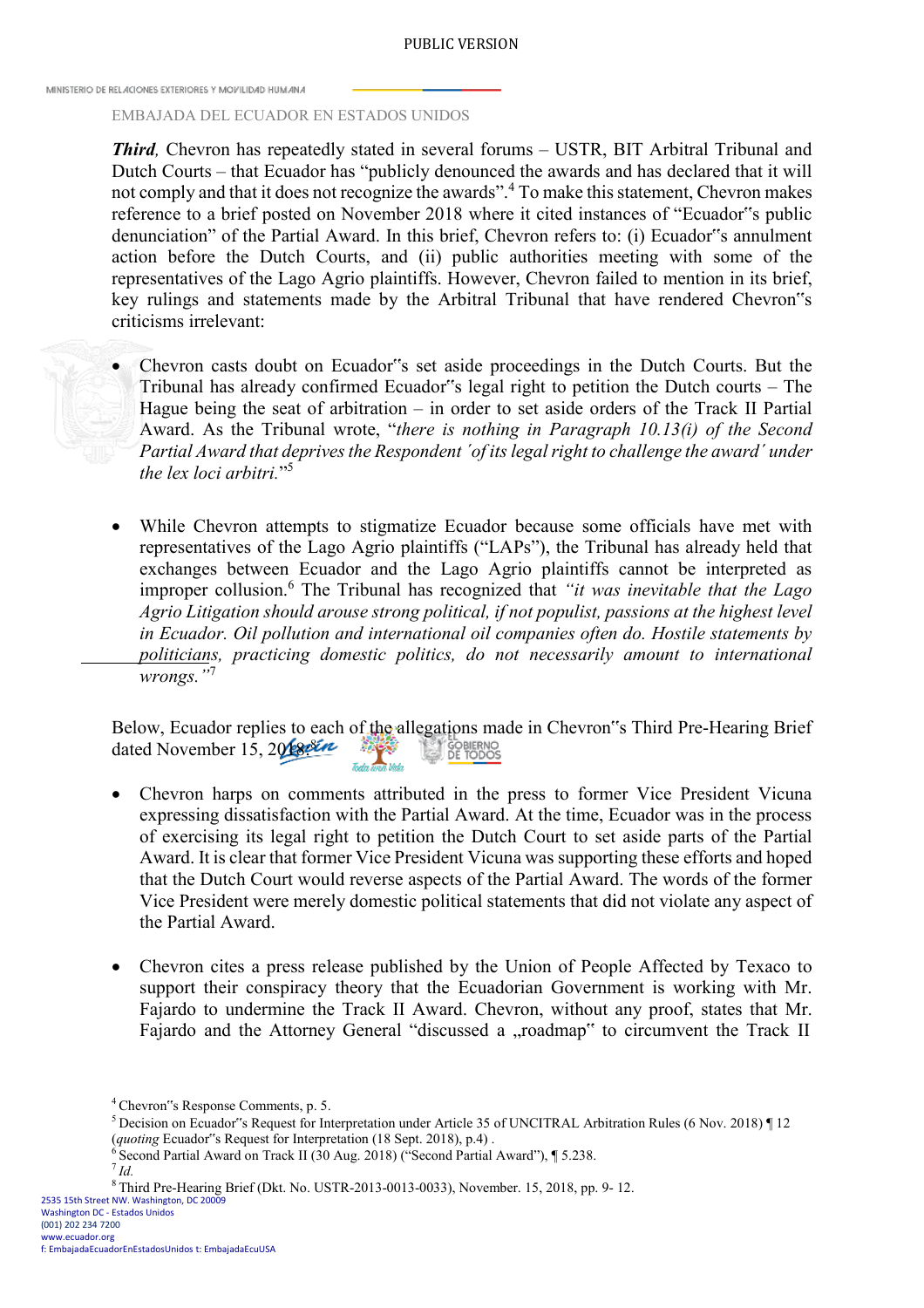***Third***, Chevron has repeatedly stated in several forums – USTR, BIT Arbitral Tribunal and Dutch Courts – that Ecuador has "publicly denounced the awards and has declared that it will not comply and that it does not recognize the awards".[4] To make this statement, Chevron makes reference to a brief posted on November 2018 where it cited instances of "Ecuador"s public denunciation" of the Partial Award. In this brief, Chevron refers to: (i) Ecuador"s annulment action before the Dutch Courts, and (ii) public authorities meeting with some of the representatives of the Lago Agrio plaintiffs. However, Chevron failed to mention in its brief, key rulings and statements made by the Arbitral Tribunal that have rendered Chevron"s criticisms irrelevant:

- Chevron casts doubt on Ecuador"s set aside proceedings in the Dutch Courts. But the Tribunal has already confirmed Ecuador"s legal right to petition the Dutch courts – The Hague being the seat of arbitration – in order to set aside orders of the Track II Partial Award. As the Tribunal wrote, "*there is nothing in Paragraph 10.13(i) of the Second Partial Award that deprives the Respondent ´of its legal right to challenge the award´ under the lex loci arbitri.*"[5]

- While Chevron attempts to stigmatize Ecuador because some officials have met with representatives of the Lago Agrio plaintiffs ("LAPs"), the Tribunal has already held that exchanges between Ecuador and the Lago Agrio plaintiffs cannot be interpreted as improper collusion.[6] The Tribunal has recognized that *"it was inevitable that the Lago Agrio Litigation should arouse strong political, if not populist, passions at the highest level in Ecuador. Oil pollution and international oil companies often do. Hostile statements by politicians, practicing domestic politics, do not necessarily amount to international wrongs."*[7]

Below, Ecuador replies to each of the allegations made in Chevron"s Third Pre-Hearing Brief dated November 15, 2018.[8]

- Chevron harps on comments attributed in the press to former Vice President Vicuna expressing dissatisfaction with the Partial Award. At the time, Ecuador was in the process of exercising its legal right to petition the Dutch Court to set aside parts of the Partial Award. It is clear that former Vice President Vicuna was supporting these efforts and hoped that the Dutch Court would reverse aspects of the Partial Award. The words of the former Vice President were merely domestic political statements that did not violate any aspect of the Partial Award.

- Chevron cites a press release published by the Union of People Affected by Texaco to support their conspiracy theory that the Ecuadorian Government is working with Mr. Fajardo to undermine the Track II Award. Chevron, without any proof, states that Mr. Fajardo and the Attorney General "discussed a „roadmap" to circumvent the Track II

---

[4] Chevron"s Response Comments, p. 5.

[5] Decision on Ecuador"s Request for Interpretation under Article 35 of UNCITRAL Arbitration Rules (6 Nov. 2018) ¶ 12 (*quoting* Ecuador"s Request for Interpretation (18 Sept. 2018), p.4) .

[6] Second Partial Award on Track II (30 Aug. 2018) ("Second Partial Award"), ¶ 5.238.

[7] *Id.*

[8] Third Pre-Hearing Brief (Dkt. No. USTR-2013-0013-0033), November. 15, 2018, pp. 9- 12.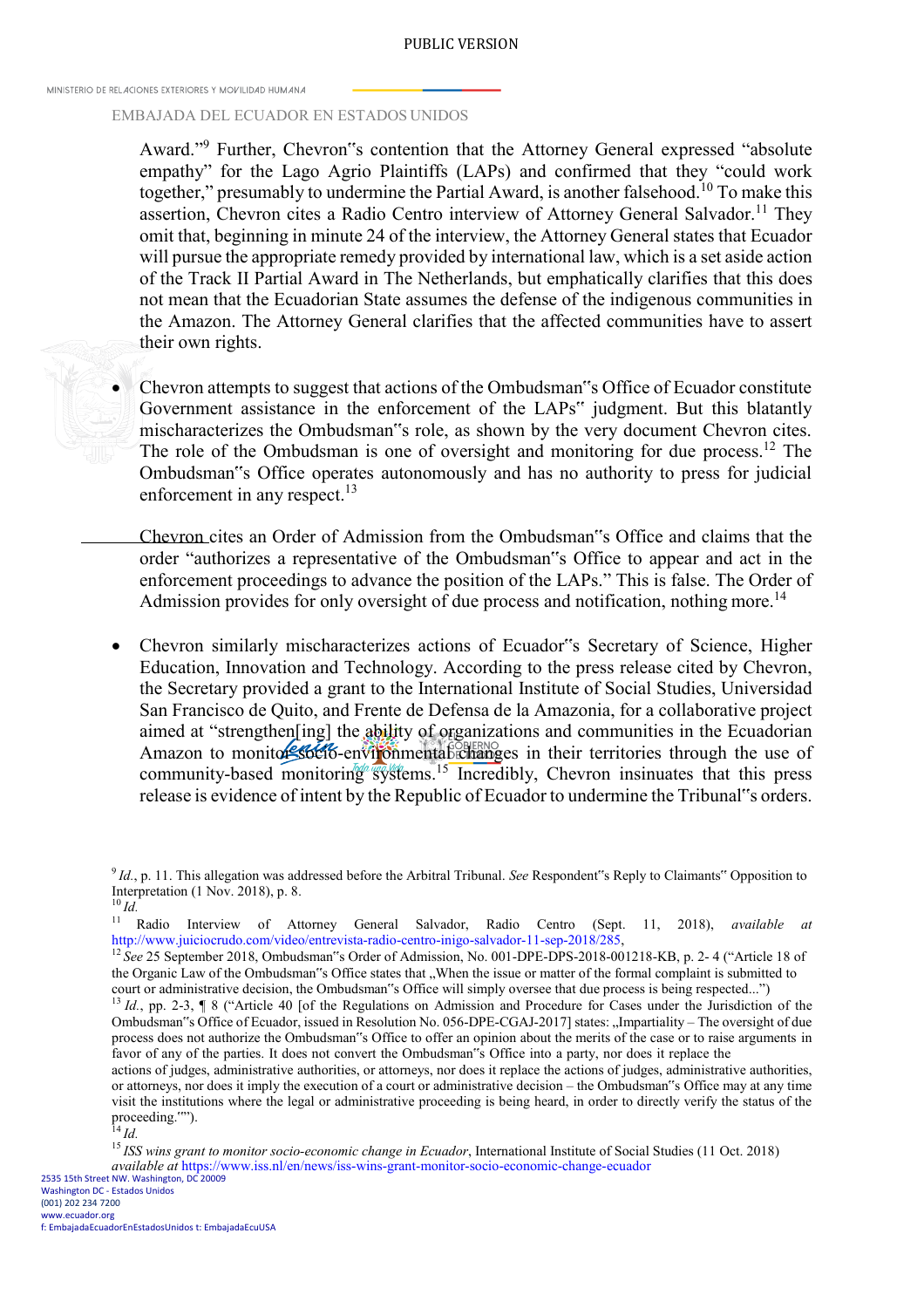Award."[9] Further, Chevron"s contention that the Attorney General expressed "absolute empathy" for the Lago Agrio Plaintiffs (LAPs) and confirmed that they "could work together," presumably to undermine the Partial Award, is another falsehood.[10] To make this assertion, Chevron cites a Radio Centro interview of Attorney General Salvador.[11] They omit that, beginning in minute 24 of the interview, the Attorney General states that Ecuador will pursue the appropriate remedy provided by international law, which is a set aside action of the Track II Partial Award in The Netherlands, but emphatically clarifies that this does not mean that the Ecuadorian State assumes the defense of the indigenous communities in the Amazon. The Attorney General clarifies that the affected communities have to assert their own rights.

- Chevron attempts to suggest that actions of the Ombudsman"s Office of Ecuador constitute Government assistance in the enforcement of the LAPs" judgment. But this blatantly mischaracterizes the Ombudsman"s role, as shown by the very document Chevron cites. The role of the Ombudsman is one of oversight and monitoring for due process.[12] The Ombudsman"s Office operates autonomously and has no authority to press for judicial enforcement in any respect.[13]

  Chevron cites an Order of Admission from the Ombudsman"s Office and claims that the order "authorizes a representative of the Ombudsman"s Office to appear and act in the enforcement proceedings to advance the position of the LAPs." This is false. The Order of Admission provides for only oversight of due process and notification, nothing more.[14]

- Chevron similarly mischaracterizes actions of Ecuador"s Secretary of Science, Higher Education, Innovation and Technology. According to the press release cited by Chevron, the Secretary provided a grant to the International Institute of Social Studies, Universidad San Francisco de Quito, and Frente de Defensa de la Amazonia, for a collaborative project aimed at "strengthen[ing] the ability of organizations and communities in the Ecuadorian Amazon to monitor socio-environmental changes in their territories through the use of community-based monitoring systems.[15] Incredibly, Chevron insinuates that this press release is evidence of intent by the Republic of Ecuador to undermine the Tribunal"s orders.

---

[9] *Id.*, p. 11. This allegation was addressed before the Arbitral Tribunal. *See* Respondent"s Reply to Claimants" Opposition to Interpretation (1 Nov. 2018), p. 8.

[10] *Id.*

[11] Radio Interview of Attorney General Salvador, Radio Centro (Sept. 11, 2018), *available at* http://www.juiciocrudo.com/video/entrevista-radio-centro-inigo-salvador-11-sep-2018/285,

[12] *See* 25 September 2018, Ombudsman"s Order of Admission, No. 001-DPE-DPS-2018-001218-KB, p. 2- 4 ("Article 18 of the Organic Law of the Ombudsman"s Office states that „When the issue or matter of the formal complaint is submitted to court or administrative decision, the Ombudsman"s Office will simply oversee that due process is being respected...")

[13] *Id.*, pp. 2-3, ¶ 8 ("Article 40 [of the Regulations on Admission and Procedure for Cases under the Jurisdiction of the Ombudsman"s Office of Ecuador, issued in Resolution No. 056-DPE-CGAJ-2017] states: „Impartiality – The oversight of due process does not authorize the Ombudsman"s Office to offer an opinion about the merits of the case or to raise arguments in favor of any of the parties. It does not convert the Ombudsman"s Office into a party, nor does it replace the actions of judges, administrative authorities, or attorneys, nor does it imply the execution of a court or administrative decision – the Ombudsman"s Office may at any time visit the institutions where the legal or administrative proceeding is being heard, in order to directly verify the status of the proceeding."").

[14] *Id.*

[15] *ISS wins grant to monitor socio-economic change in Ecuador*, International Institute of Social Studies (11 Oct. 2018) *available at* https://www.iss.nl/en/news/iss-wins-grant-monitor-socio-economic-change-ecuador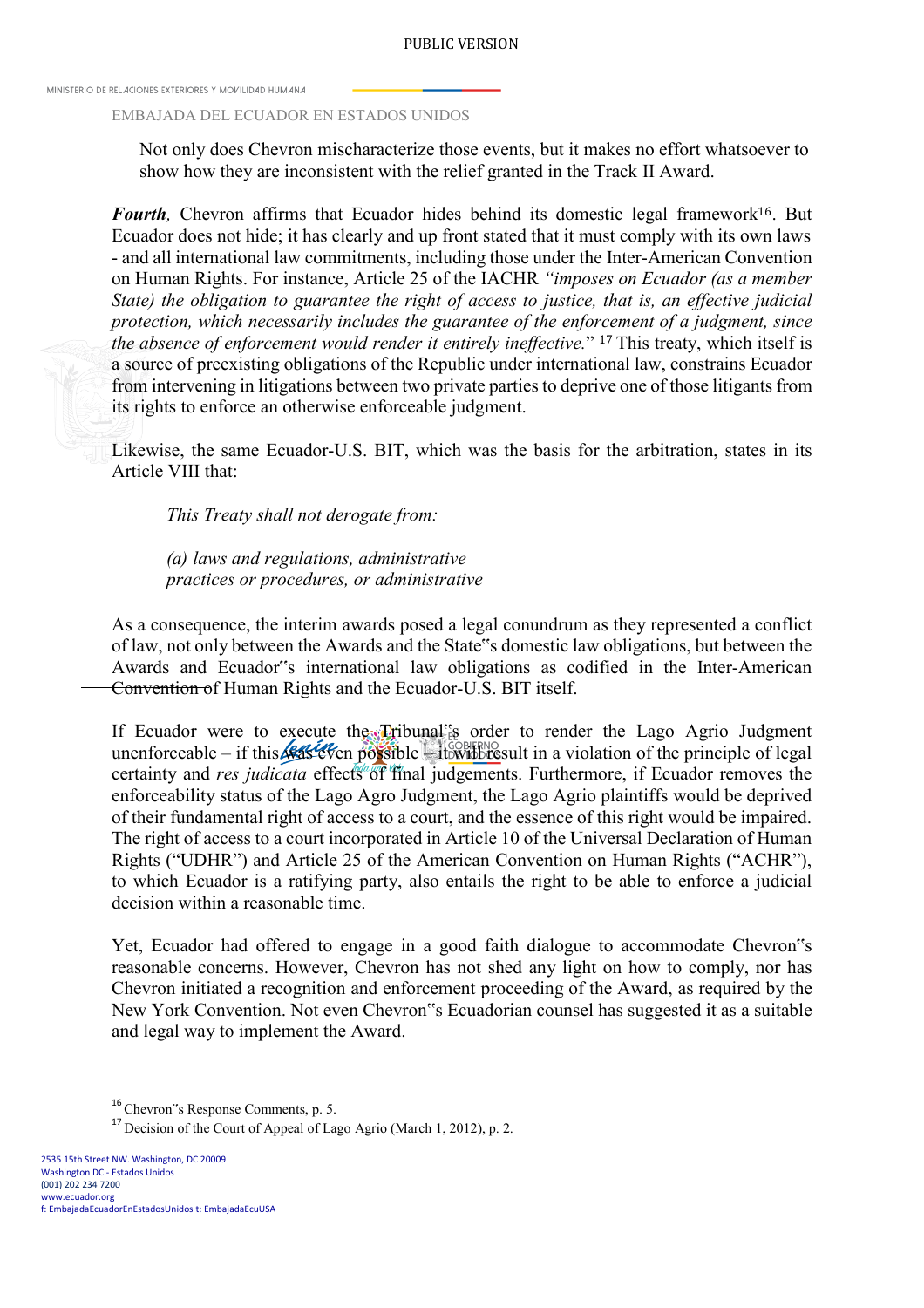Not only does Chevron mischaracterize those events, but it makes no effort whatsoever to show how they are inconsistent with the relief granted in the Track II Award.

***Fourth***, Chevron affirms that Ecuador hides behind its domestic legal framework[16]. But Ecuador does not hide; it has clearly and up front stated that it must comply with its own laws - and all international law commitments, including those under the Inter-American Convention on Human Rights. For instance, Article 25 of the IACHR *"imposes on Ecuador (as a member State) the obligation to guarantee the right of access to justice, that is, an effective judicial protection, which necessarily includes the guarantee of the enforcement of a judgment, since the absence of enforcement would render it entirely ineffective.*" [17] This treaty, which itself is a source of preexisting obligations of the Republic under international law, constrains Ecuador from intervening in litigations between two private parties to deprive one of those litigants from its rights to enforce an otherwise enforceable judgment.

Likewise, the same Ecuador-U.S. BIT, which was the basis for the arbitration, states in its Article VIII that:

> *This Treaty shall not derogate from:*
>
> *(a) laws and regulations, administrative practices or procedures, or administrative*

As a consequence, the interim awards posed a legal conundrum as they represented a conflict of law, not only between the Awards and the State"s domestic law obligations, but between the Awards and Ecuador"s international law obligations as codified in the Inter-American Convention of Human Rights and the Ecuador-U.S. BIT itself.

If Ecuador were to execute the Tribunal"s order to render the Lago Agrio Judgment unenforceable – if this was even possible – it will result in a violation of the principle of legal certainty and *res judicata* effects of final judgements. Furthermore, if Ecuador removes the enforceability status of the Lago Agro Judgment, the Lago Agrio plaintiffs would be deprived of their fundamental right of access to a court, and the essence of this right would be impaired. The right of access to a court incorporated in Article 10 of the Universal Declaration of Human Rights ("UDHR") and Article 25 of the American Convention on Human Rights ("ACHR"), to which Ecuador is a ratifying party, also entails the right to be able to enforce a judicial decision within a reasonable time.

Yet, Ecuador had offered to engage in a good faith dialogue to accommodate Chevron"s reasonable concerns. However, Chevron has not shed any light on how to comply, nor has Chevron initiated a recognition and enforcement proceeding of the Award, as required by the New York Convention. Not even Chevron"s Ecuadorian counsel has suggested it as a suitable and legal way to implement the Award.

[16] Chevron"s Response Comments, p. 5.

[17] Decision of the Court of Appeal of Lago Agrio (March 1, 2012), p. 2.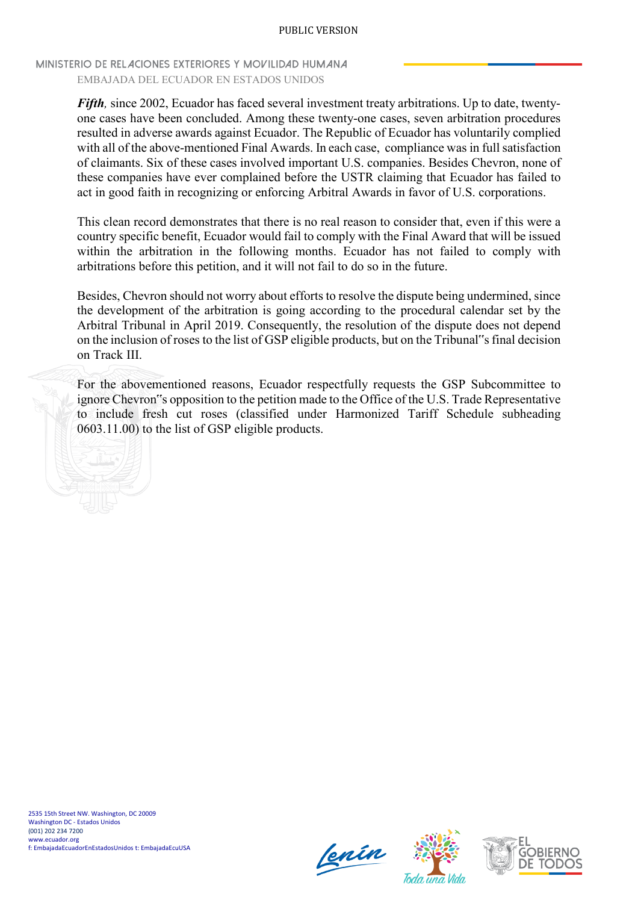***Fifth**,* since 2002, Ecuador has faced several investment treaty arbitrations. Up to date, twenty-one cases have been concluded. Among these twenty-one cases, seven arbitration procedures resulted in adverse awards against Ecuador. The Republic of Ecuador has voluntarily complied with all of the above-mentioned Final Awards. In each case, compliance was in full satisfaction of claimants. Six of these cases involved important U.S. companies. Besides Chevron, none of these companies have ever complained before the USTR claiming that Ecuador has failed to act in good faith in recognizing or enforcing Arbitral Awards in favor of U.S. corporations.

This clean record demonstrates that there is no real reason to consider that, even if this were a country specific benefit, Ecuador would fail to comply with the Final Award that will be issued within the arbitration in the following months. Ecuador has not failed to comply with arbitrations before this petition, and it will not fail to do so in the future.

Besides, Chevron should not worry about efforts to resolve the dispute being undermined, since the development of the arbitration is going according to the procedural calendar set by the Arbitral Tribunal in April 2019. Consequently, the resolution of the dispute does not depend on the inclusion of roses to the list of GSP eligible products, but on the Tribunal"s final decision on Track III.

For the abovementioned reasons, Ecuador respectfully requests the GSP Subcommittee to ignore Chevron"s opposition to the petition made to the Office of the U.S. Trade Representative to include fresh cut roses (classified under Harmonized Tariff Schedule subheading 0603.11.00) to the list of GSP eligible products.